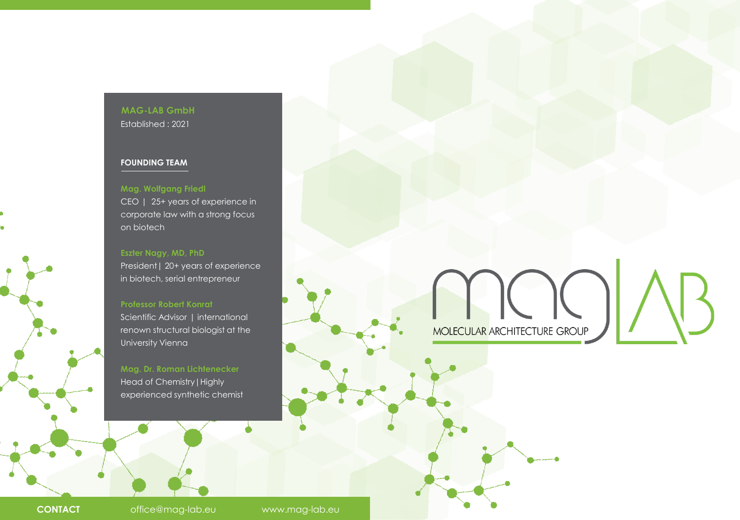**MAG-LAB GmbH**
Established : 2021

## FOUNDING TEAM

**Mag. Wolfgang Friedl**
CEO | 25+ years of experience in corporate law with a strong focus on biotech

**Eszter Nagy, MD, PhD**
President | 20+ years of experience in biotech, serial entrepreneur

**Professor Robert Konrat**
Scientific Advisor | international renown structural biologist at the University Vienna

**Mag. Dr. Roman Lichtenecker**
Head of Chemistry | Highly experienced synthetic chemist

mag LAB
MOLECULAR ARCHITECTURE GROUP

**CONTACT** office@mag-lab.eu www.mag-lab.eu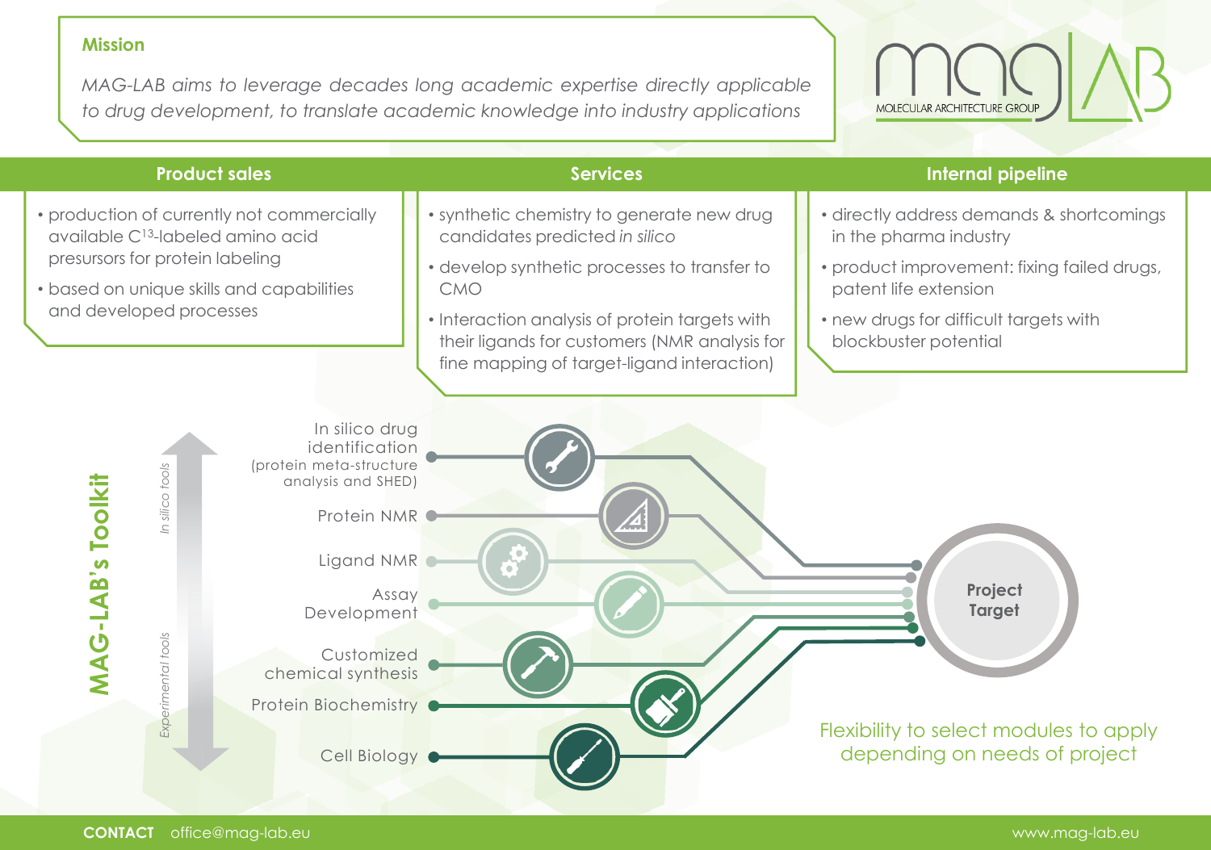## Mission

*MAG-LAB aims to leverage decades long academic expertise directly applicable to drug development, to translate academic knowledge into industry applications*

MOLECULAR ARCHITECTURE GROUP

### Product sales

- production of currently not commercially available $C^{13}$-labeled amino acid presursors for protein labeling
- based on unique skills and capabilities and developed processes

### Services

- synthetic chemistry to generate new drug candidates predicted *in silico*
- develop synthetic processes to transfer to CMO
- Interaction analysis of protein targets with their ligands for customers (NMR analysis for fine mapping of target-ligand interaction)

### Internal pipeline

- directly address demands & shortcomings in the pharma industry
- product improvement: fixing failed drugs, patent life extension
- new drugs for difficult targets with blockbuster potential

## MAG-LAB's Toolkit

*In silico tools*

*Experimental tools*

In silico drug identification (protein meta-structure analysis and SHED)

Protein NMR

Ligand NMR

Assay Development

Customized chemical synthesis

Protein Biochemistry

Cell Biology

Project Target

Flexibility to select modules to apply depending on needs of project

**CONTACT** office@mag-lab.eu

www.mag-lab.eu